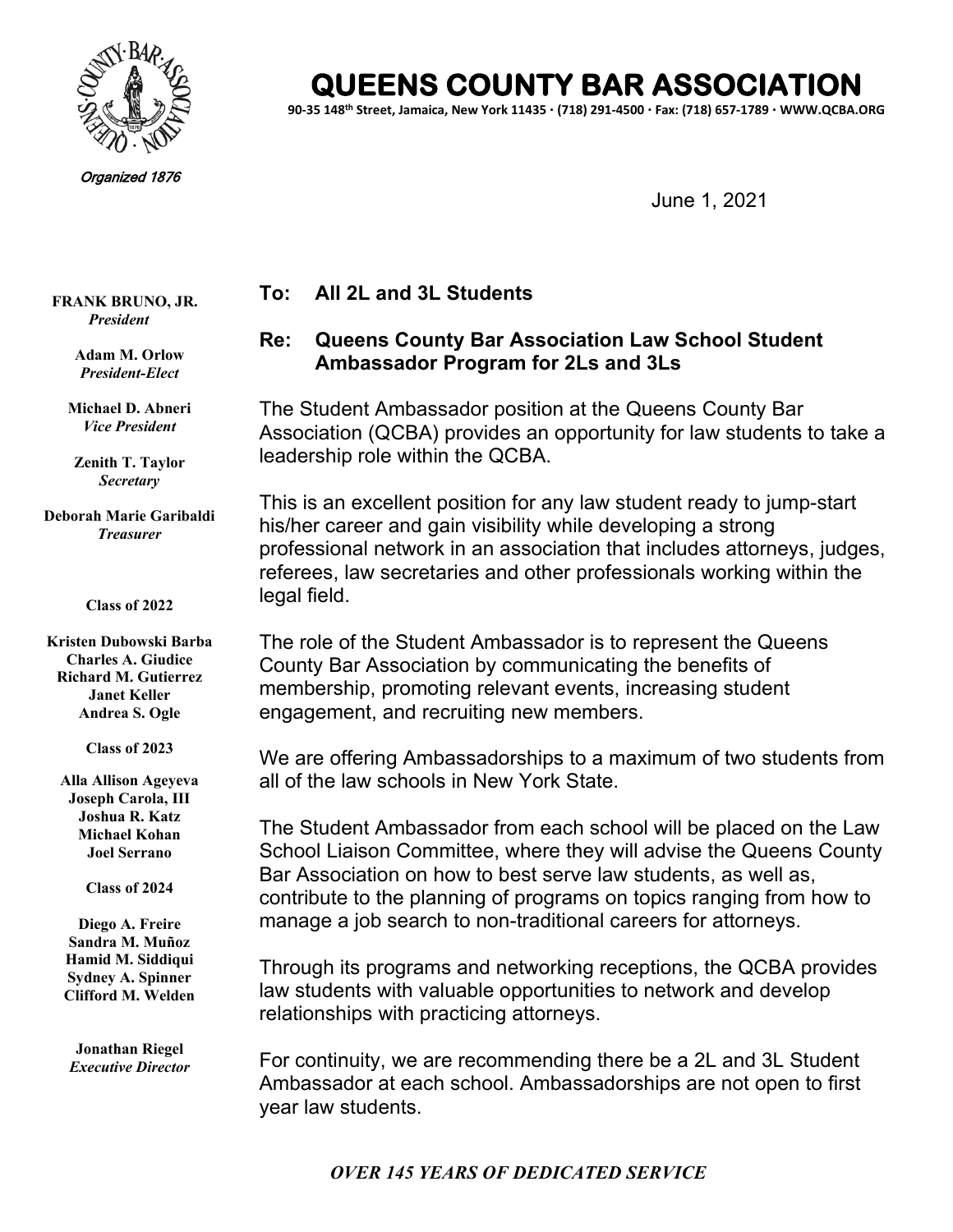# QUEENS COUNTY BAR ASSOCIATION

90-35 148th Street, Jamaica, New York 11435 · (718) 291-4500 · Fax: (718) 657-1789 · WWW.QCBA.ORG

*Organized 1876*

**FRANK BRUNO, JR.**
*President*

**Adam M. Orlow**
*President-Elect*

**Michael D. Abneri**
*Vice President*

**Zenith T. Taylor**
*Secretary*

**Deborah Marie Garibaldi**
*Treasurer*

**Class of 2022**

**Kristen Dubowski Barba**
**Charles A. Giudice**
**Richard M. Gutierrez**
**Janet Keller**
**Andrea S. Ogle**

**Class of 2023**

**Alla Allison Ageyeva**
**Joseph Carola, III**
**Joshua R. Katz**
**Michael Kohan**
**Joel Serrano**

**Class of 2024**

**Diego A. Freire**
**Sandra M. Muñoz**
**Hamid M. Siddiqui**
**Sydney A. Spinner**
**Clifford M. Welden**

**Jonathan Riegel**
*Executive Director*

June 1, 2021

**To: All 2L and 3L Students**

**Re: Queens County Bar Association Law School Student Ambassador Program for 2Ls and 3Ls**

The Student Ambassador position at the Queens County Bar Association (QCBA) provides an opportunity for law students to take a leadership role within the QCBA.

This is an excellent position for any law student ready to jump-start his/her career and gain visibility while developing a strong professional network in an association that includes attorneys, judges, referees, law secretaries and other professionals working within the legal field.

The role of the Student Ambassador is to represent the Queens County Bar Association by communicating the benefits of membership, promoting relevant events, increasing student engagement, and recruiting new members.

We are offering Ambassadorships to a maximum of two students from all of the law schools in New York State.

The Student Ambassador from each school will be placed on the Law School Liaison Committee, where they will advise the Queens County Bar Association on how to best serve law students, as well as, contribute to the planning of programs on topics ranging from how to manage a job search to non-traditional careers for attorneys.

Through its programs and networking receptions, the QCBA provides law students with valuable opportunities to network and develop relationships with practicing attorneys.

For continuity, we are recommending there be a 2L and 3L Student Ambassador at each school. Ambassadorships are not open to first year law students.

*OVER 145 YEARS OF DEDICATED SERVICE*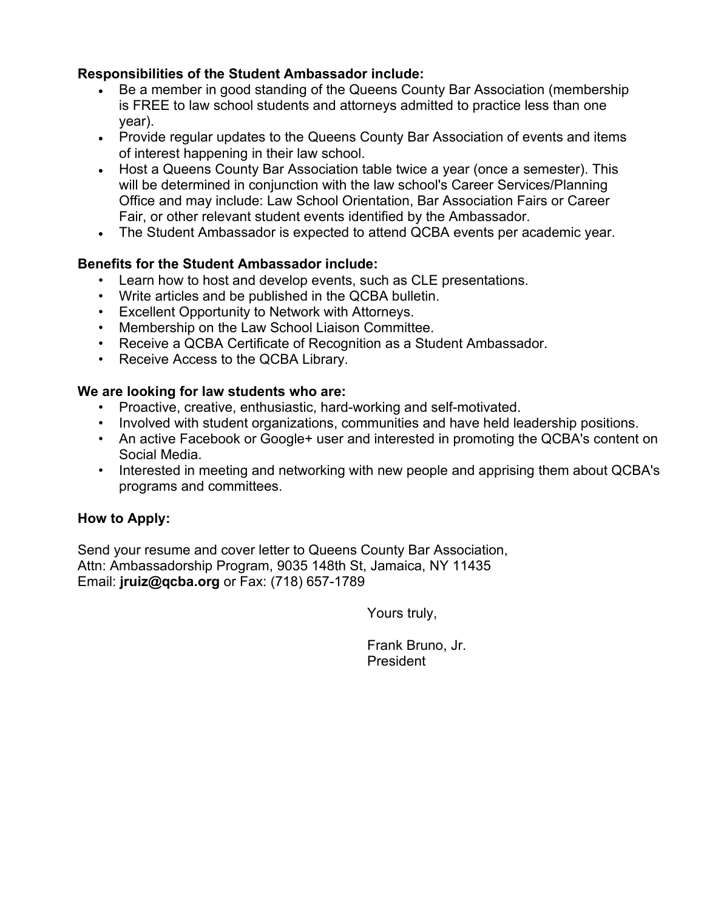**Responsibilities of the Student Ambassador include:**

- Be a member in good standing of the Queens County Bar Association (membership is FREE to law school students and attorneys admitted to practice less than one year).
- Provide regular updates to the Queens County Bar Association of events and items of interest happening in their law school.
- Host a Queens County Bar Association table twice a year (once a semester). This will be determined in conjunction with the law school's Career Services/Planning Office and may include: Law School Orientation, Bar Association Fairs or Career Fair, or other relevant student events identified by the Ambassador.
- The Student Ambassador is expected to attend QCBA events per academic year.

**Benefits for the Student Ambassador include:**

- Learn how to host and develop events, such as CLE presentations.
- Write articles and be published in the QCBA bulletin.
- Excellent Opportunity to Network with Attorneys.
- Membership on the Law School Liaison Committee.
- Receive a QCBA Certificate of Recognition as a Student Ambassador.
- Receive Access to the QCBA Library.

**We are looking for law students who are:**

- Proactive, creative, enthusiastic, hard-working and self-motivated.
- Involved with student organizations, communities and have held leadership positions.
- An active Facebook or Google+ user and interested in promoting the QCBA's content on Social Media.
- Interested in meeting and networking with new people and apprising them about QCBA's programs and committees.

**How to Apply:**

Send your resume and cover letter to Queens County Bar Association,
Attn: Ambassadorship Program, 9035 148th St, Jamaica, NY 11435
Email: **jruiz@qcba.org** or Fax: (718) 657-1789

Yours truly,

Frank Bruno, Jr.
President